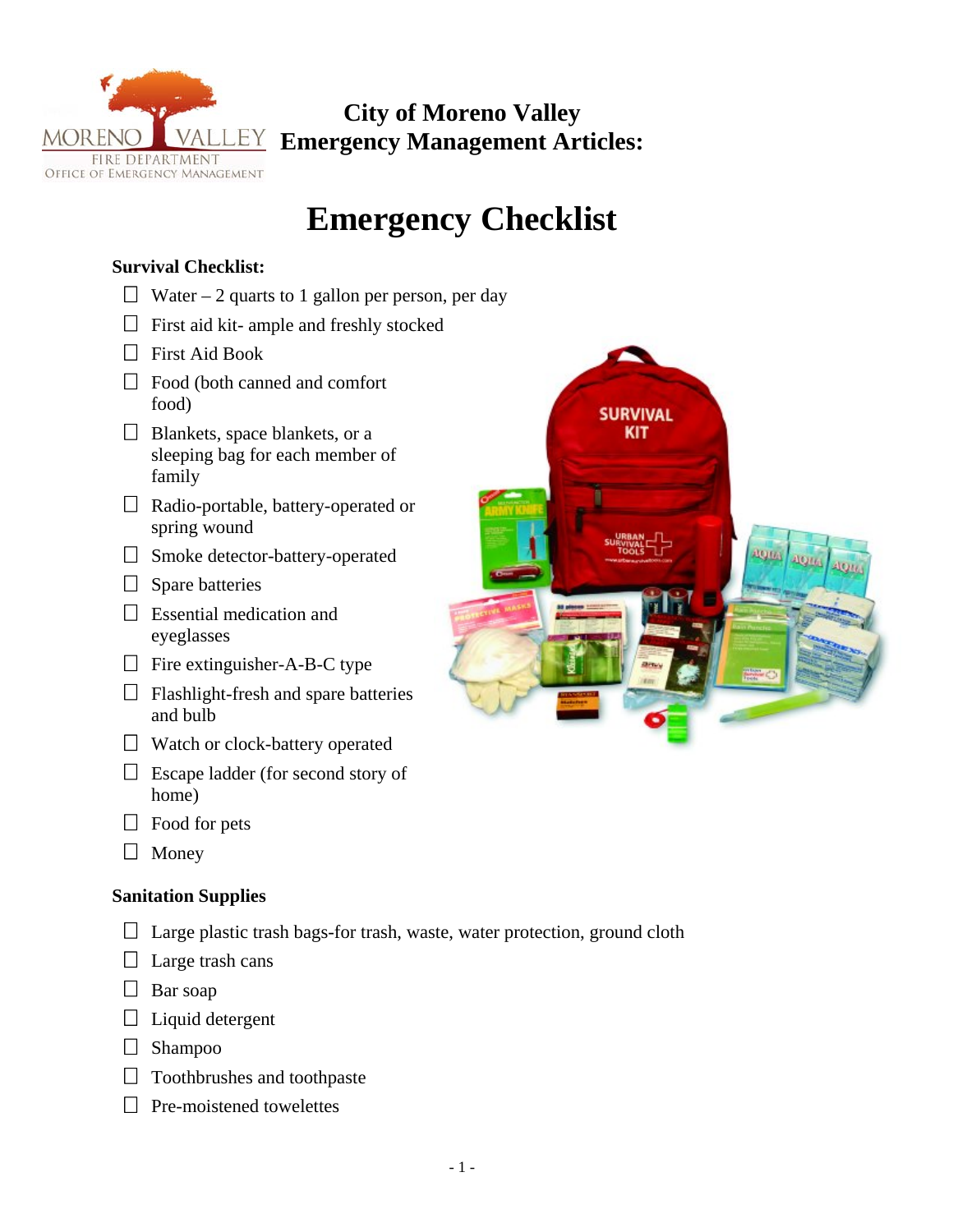# City of Moreno Valley
# Emergency Management Articles:

# Emergency Checklist

**Survival Checklist:**

- ☐ Water – 2 quarts to 1 gallon per person, per day
- ☐ First aid kit- ample and freshly stocked
- ☐ First Aid Book
- ☐ Food (both canned and comfort food)
- ☐ Blankets, space blankets, or a sleeping bag for each member of family
- ☐ Radio-portable, battery-operated or spring wound
- ☐ Smoke detector-battery-operated
- ☐ Spare batteries
- ☐ Essential medication and eyeglasses
- ☐ Fire extinguisher-A-B-C type
- ☐ Flashlight-fresh and spare batteries and bulb
- ☐ Watch or clock-battery operated
- ☐ Escape ladder (for second story of home)
- ☐ Food for pets
- ☐ Money

**Sanitation Supplies**

- ☐ Large plastic trash bags-for trash, waste, water protection, ground cloth
- ☐ Large trash cans
- ☐ Bar soap
- ☐ Liquid detergent
- ☐ Shampoo
- ☐ Toothbrushes and toothpaste
- ☐ Pre-moistened towelettes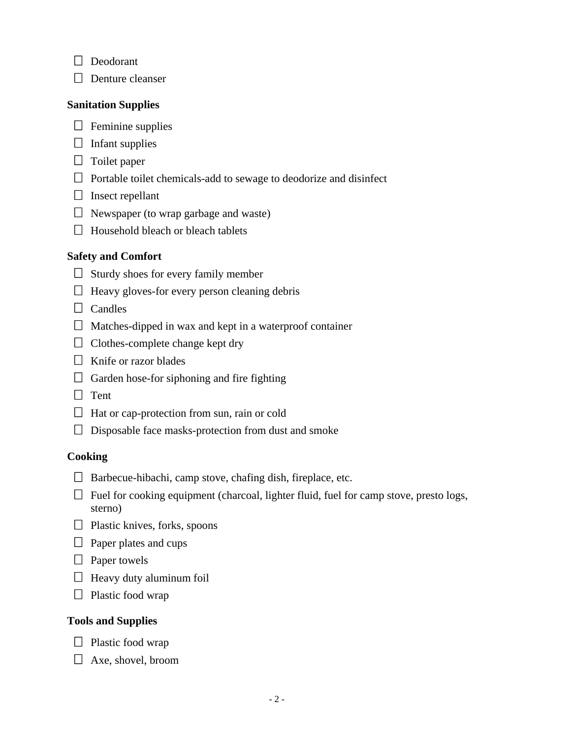- ☐ Deodorant
- ☐ Denture cleanser

**Sanitation Supplies**

- ☐ Feminine supplies
- ☐ Infant supplies
- ☐ Toilet paper
- ☐ Portable toilet chemicals-add to sewage to deodorize and disinfect
- ☐ Insect repellant
- ☐ Newspaper (to wrap garbage and waste)
- ☐ Household bleach or bleach tablets

**Safety and Comfort**

- ☐ Sturdy shoes for every family member
- ☐ Heavy gloves-for every person cleaning debris
- ☐ Candles
- ☐ Matches-dipped in wax and kept in a waterproof container
- ☐ Clothes-complete change kept dry
- ☐ Knife or razor blades
- ☐ Garden hose-for siphoning and fire fighting
- ☐ Tent
- ☐ Hat or cap-protection from sun, rain or cold
- ☐ Disposable face masks-protection from dust and smoke

**Cooking**

- ☐ Barbecue-hibachi, camp stove, chafing dish, fireplace, etc.
- ☐ Fuel for cooking equipment (charcoal, lighter fluid, fuel for camp stove, presto logs, sterno)
- ☐ Plastic knives, forks, spoons
- ☐ Paper plates and cups
- ☐ Paper towels
- ☐ Heavy duty aluminum foil
- ☐ Plastic food wrap

**Tools and Supplies**

- ☐ Plastic food wrap
- ☐ Axe, shovel, broom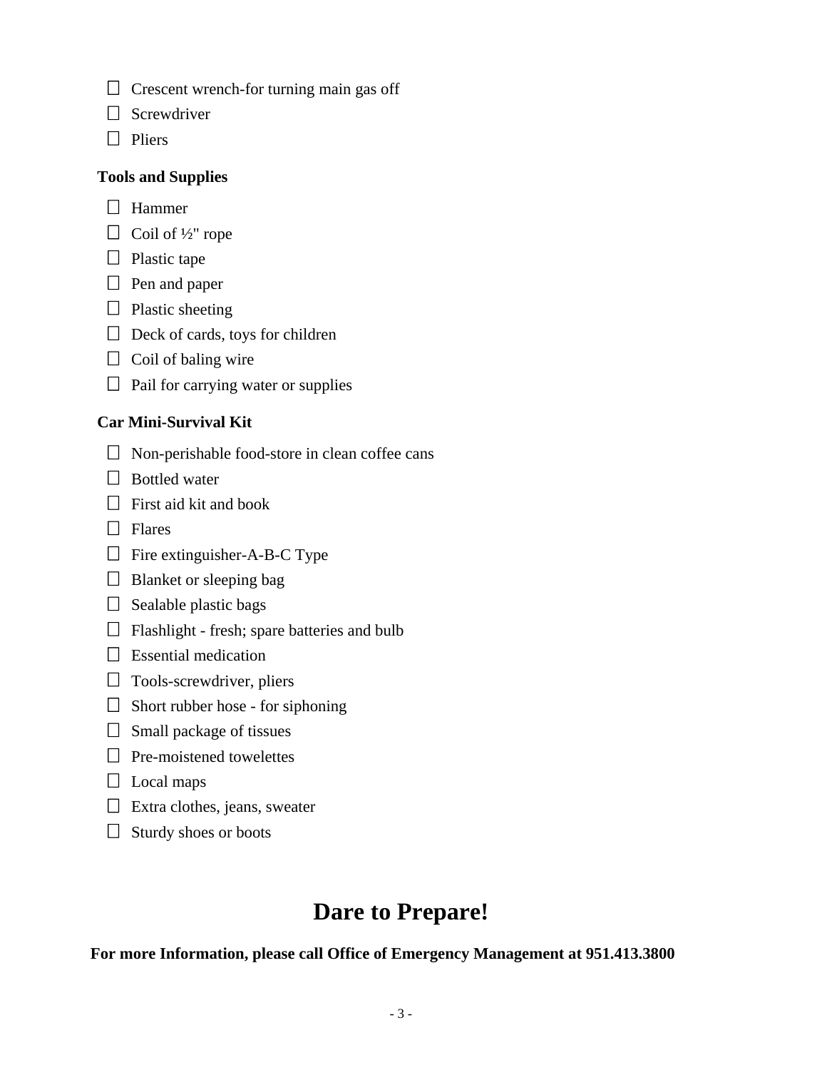- ☐ Crescent wrench-for turning main gas off
- ☐ Screwdriver
- ☐ Pliers

**Tools and Supplies**

- ☐ Hammer
- ☐ Coil of ½" rope
- ☐ Plastic tape
- ☐ Pen and paper
- ☐ Plastic sheeting
- ☐ Deck of cards, toys for children
- ☐ Coil of baling wire
- ☐ Pail for carrying water or supplies

**Car Mini-Survival Kit**

- ☐ Non-perishable food-store in clean coffee cans
- ☐ Bottled water
- ☐ First aid kit and book
- ☐ Flares
- ☐ Fire extinguisher-A-B-C Type
- ☐ Blanket or sleeping bag
- ☐ Sealable plastic bags
- ☐ Flashlight - fresh; spare batteries and bulb
- ☐ Essential medication
- ☐ Tools-screwdriver, pliers
- ☐ Short rubber hose - for siphoning
- ☐ Small package of tissues
- ☐ Pre-moistened towelettes
- ☐ Local maps
- ☐ Extra clothes, jeans, sweater
- ☐ Sturdy shoes or boots

# Dare to Prepare!

**For more Information, please call Office of Emergency Management at 951.413.3800**